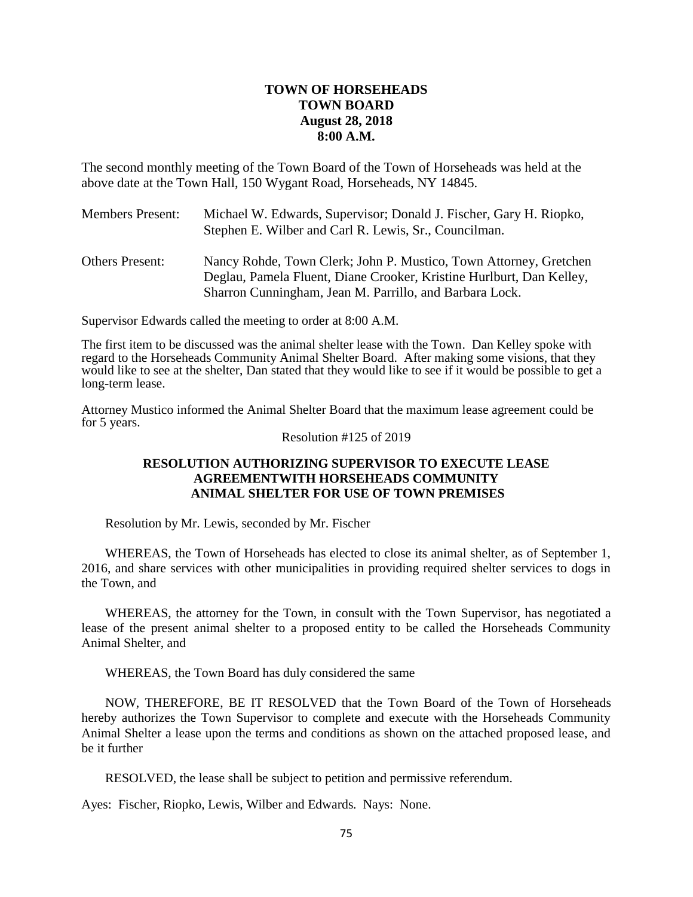**TOWN OF HORSEHEADS**
**TOWN BOARD**
**August 28, 2018**
**8:00 A.M.**

The second monthly meeting of the Town Board of the Town of Horseheads was held at the above date at the Town Hall, 150 Wygant Road, Horseheads, NY 14845.

Members Present: Michael W. Edwards, Supervisor; Donald J. Fischer, Gary H. Riopko, Stephen E. Wilber and Carl R. Lewis, Sr., Councilman.

Others Present: Nancy Rohde, Town Clerk; John P. Mustico, Town Attorney, Gretchen Deglau, Pamela Fluent, Diane Crooker, Kristine Hurlburt, Dan Kelley, Sharron Cunningham, Jean M. Parrillo, and Barbara Lock.

Supervisor Edwards called the meeting to order at 8:00 A.M.

The first item to be discussed was the animal shelter lease with the Town. Dan Kelley spoke with regard to the Horseheads Community Animal Shelter Board. After making some visions, that they would like to see at the shelter, Dan stated that they would like to see if it would be possible to get a long-term lease.

Attorney Mustico informed the Animal Shelter Board that the maximum lease agreement could be for 5 years.

Resolution #125 of 2019

**RESOLUTION AUTHORIZING SUPERVISOR TO EXECUTE LEASE AGREEMENTWITH HORSEHEADS COMMUNITY ANIMAL SHELTER FOR USE OF TOWN PREMISES**

Resolution by Mr. Lewis, seconded by Mr. Fischer

WHEREAS, the Town of Horseheads has elected to close its animal shelter, as of September 1, 2016, and share services with other municipalities in providing required shelter services to dogs in the Town, and

WHEREAS, the attorney for the Town, in consult with the Town Supervisor, has negotiated a lease of the present animal shelter to a proposed entity to be called the Horseheads Community Animal Shelter, and

WHEREAS, the Town Board has duly considered the same

NOW, THEREFORE, BE IT RESOLVED that the Town Board of the Town of Horseheads hereby authorizes the Town Supervisor to complete and execute with the Horseheads Community Animal Shelter a lease upon the terms and conditions as shown on the attached proposed lease, and be it further

RESOLVED, the lease shall be subject to petition and permissive referendum.

Ayes: Fischer, Riopko, Lewis, Wilber and Edwards. Nays: None.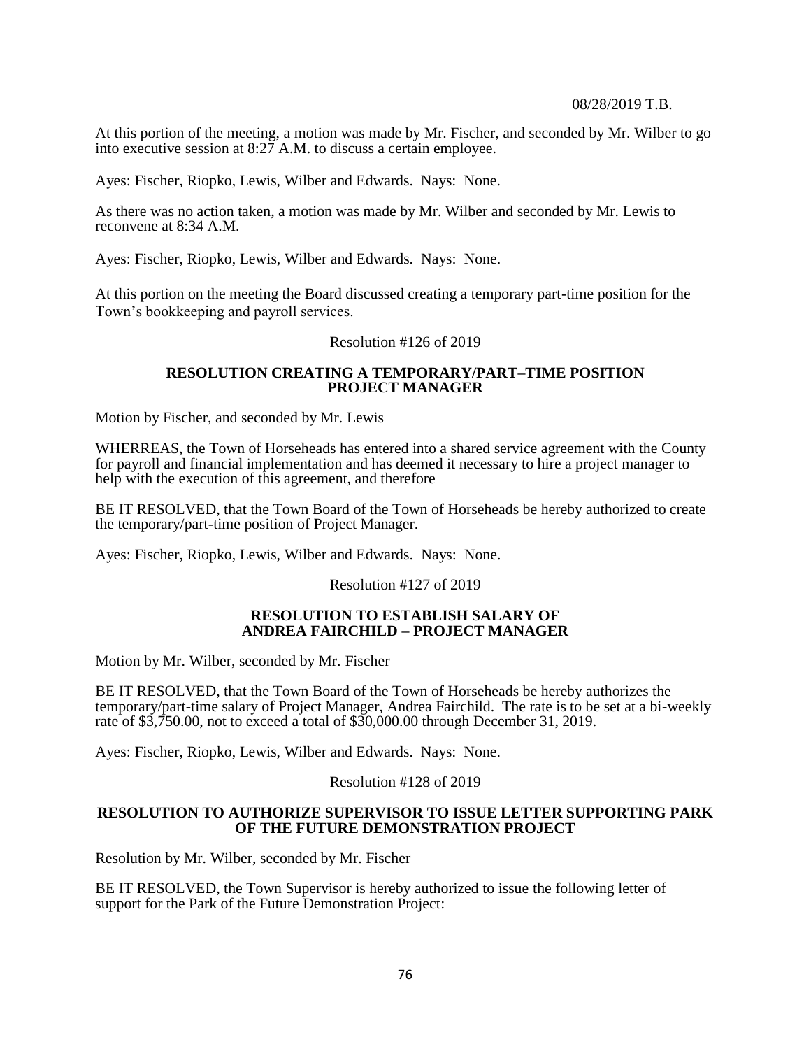At this portion of the meeting, a motion was made by Mr. Fischer, and seconded by Mr. Wilber to go into executive session at 8:27 A.M. to discuss a certain employee.

Ayes: Fischer, Riopko, Lewis, Wilber and Edwards. Nays: None.

As there was no action taken, a motion was made by Mr. Wilber and seconded by Mr. Lewis to reconvene at 8:34 A.M.

Ayes: Fischer, Riopko, Lewis, Wilber and Edwards. Nays: None.

At this portion on the meeting the Board discussed creating a temporary part-time position for the Town's bookkeeping and payroll services.

Resolution #126 of 2019

**RESOLUTION CREATING A TEMPORARY/PART–TIME POSITION PROJECT MANAGER**

Motion by Fischer, and seconded by Mr. Lewis

WHERREAS, the Town of Horseheads has entered into a shared service agreement with the County for payroll and financial implementation and has deemed it necessary to hire a project manager to help with the execution of this agreement, and therefore

BE IT RESOLVED, that the Town Board of the Town of Horseheads be hereby authorized to create the temporary/part-time position of Project Manager.

Ayes: Fischer, Riopko, Lewis, Wilber and Edwards. Nays: None.

Resolution #127 of 2019

**RESOLUTION TO ESTABLISH SALARY OF ANDREA FAIRCHILD – PROJECT MANAGER**

Motion by Mr. Wilber, seconded by Mr. Fischer

BE IT RESOLVED, that the Town Board of the Town of Horseheads be hereby authorizes the temporary/part-time salary of Project Manager, Andrea Fairchild. The rate is to be set at a bi-weekly rate of $3,750.00, not to exceed a total of $30,000.00 through December 31, 2019.

Ayes: Fischer, Riopko, Lewis, Wilber and Edwards. Nays: None.

Resolution #128 of 2019

**RESOLUTION TO AUTHORIZE SUPERVISOR TO ISSUE LETTER SUPPORTING PARK OF THE FUTURE DEMONSTRATION PROJECT**

Resolution by Mr. Wilber, seconded by Mr. Fischer

BE IT RESOLVED, the Town Supervisor is hereby authorized to issue the following letter of support for the Park of the Future Demonstration Project: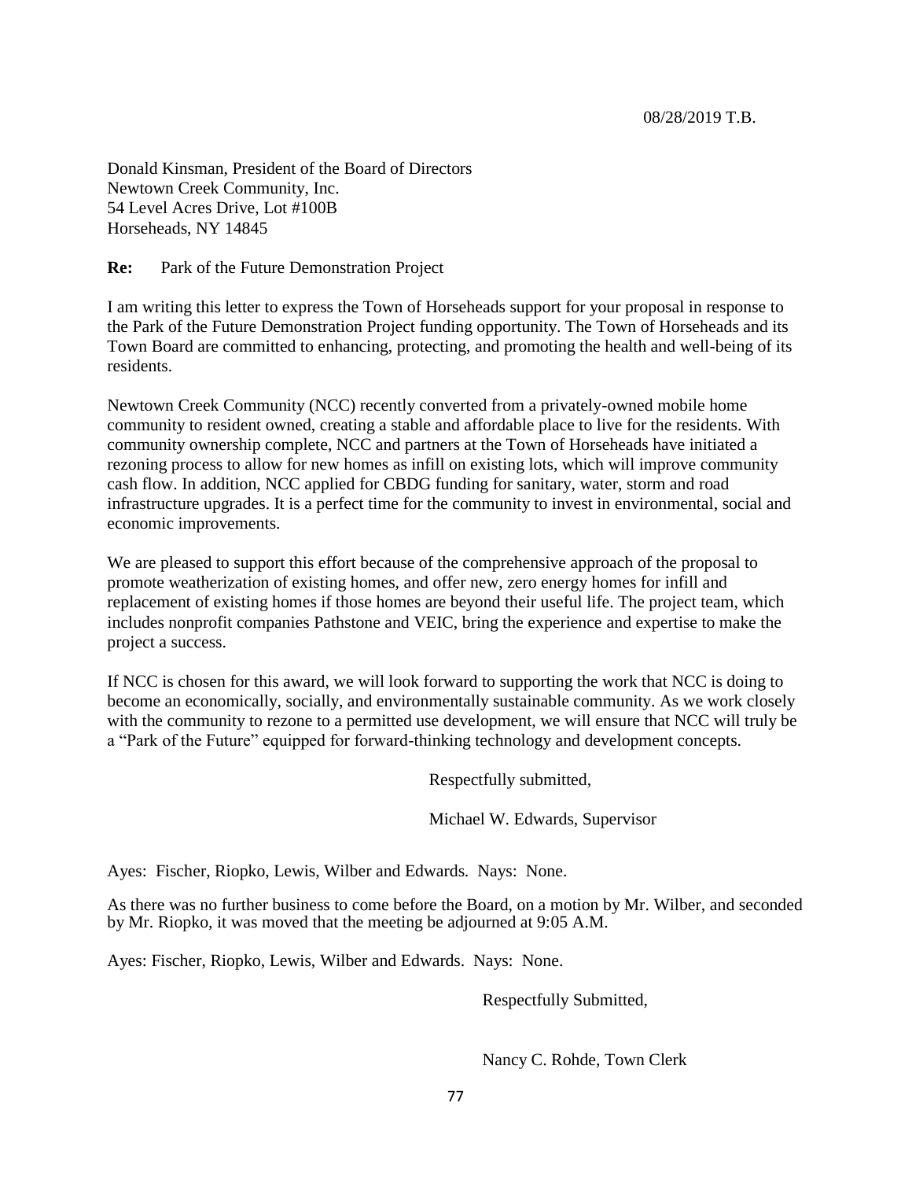08/28/2019 T.B.

Donald Kinsman, President of the Board of Directors
Newtown Creek Community, Inc.
54 Level Acres Drive, Lot #100B
Horseheads, NY 14845

**Re:** Park of the Future Demonstration Project

I am writing this letter to express the Town of Horseheads support for your proposal in response to the Park of the Future Demonstration Project funding opportunity. The Town of Horseheads and its Town Board are committed to enhancing, protecting, and promoting the health and well-being of its residents.

Newtown Creek Community (NCC) recently converted from a privately-owned mobile home community to resident owned, creating a stable and affordable place to live for the residents. With community ownership complete, NCC and partners at the Town of Horseheads have initiated a rezoning process to allow for new homes as infill on existing lots, which will improve community cash flow. In addition, NCC applied for CBDG funding for sanitary, water, storm and road infrastructure upgrades. It is a perfect time for the community to invest in environmental, social and economic improvements.

We are pleased to support this effort because of the comprehensive approach of the proposal to promote weatherization of existing homes, and offer new, zero energy homes for infill and replacement of existing homes if those homes are beyond their useful life. The project team, which includes nonprofit companies Pathstone and VEIC, bring the experience and expertise to make the project a success.

If NCC is chosen for this award, we will look forward to supporting the work that NCC is doing to become an economically, socially, and environmentally sustainable community. As we work closely with the community to rezone to a permitted use development, we will ensure that NCC will truly be a "Park of the Future" equipped for forward-thinking technology and development concepts.

Respectfully submitted,

Michael W. Edwards, Supervisor

Ayes: Fischer, Riopko, Lewis, Wilber and Edwards. Nays: None.

As there was no further business to come before the Board, on a motion by Mr. Wilber, and seconded by Mr. Riopko, it was moved that the meeting be adjourned at 9:05 A.M.

Ayes: Fischer, Riopko, Lewis, Wilber and Edwards. Nays: None.

Respectfully Submitted,

Nancy C. Rohde, Town Clerk